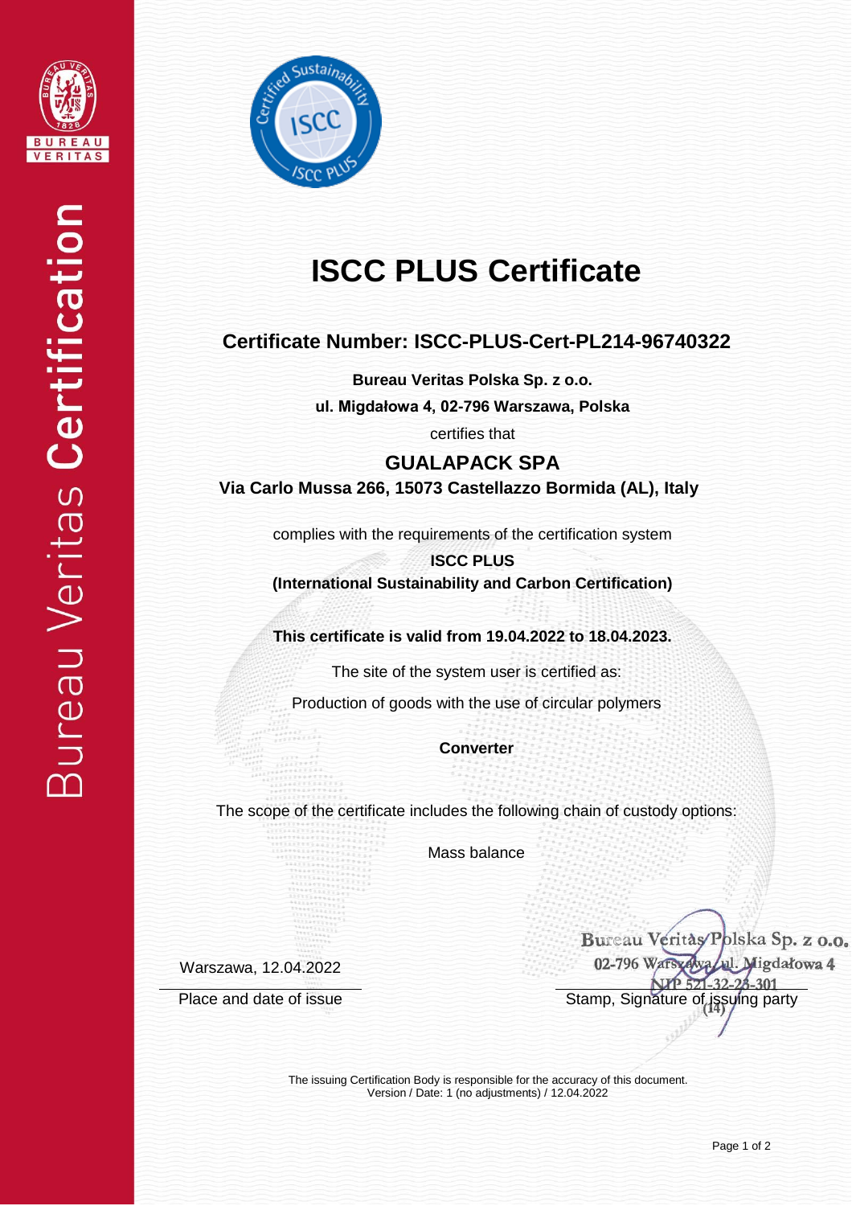# ISCC PLUS Certificate

## Certificate Number: ISCC-PLUS-Cert-PL214-96740322

**Bureau Veritas Polska Sp. z o.o.**

**ul. Migdałowa 4, 02-796 Warszawa, Polska**

certifies that

## GUALAPACK SPA

**Via Carlo Mussa 266, 15073 Castellazzo Bormida (AL), Italy**

complies with the requirements of the certification system

**ISCC PLUS**

**(International Sustainability and Carbon Certification)**

**This certificate is valid from 19.04.2022 to 18.04.2023.**

The site of the system user is certified as:

Production of goods with the use of circular polymers

**Converter**

The scope of the certificate includes the following chain of custody options:

Mass balance

Warszawa, 12.04.2022

Place and date of issue

Bureau Veritas Polska Sp. z o.o.
02-796 Warszawa, ul. Migdałowa 4
NIP 521-32-23-301
(14)

Stamp, Signature of issuing party

The issuing Certification Body is responsible for the accuracy of this document.
Version / Date: 1 (no adjustments) / 12.04.2022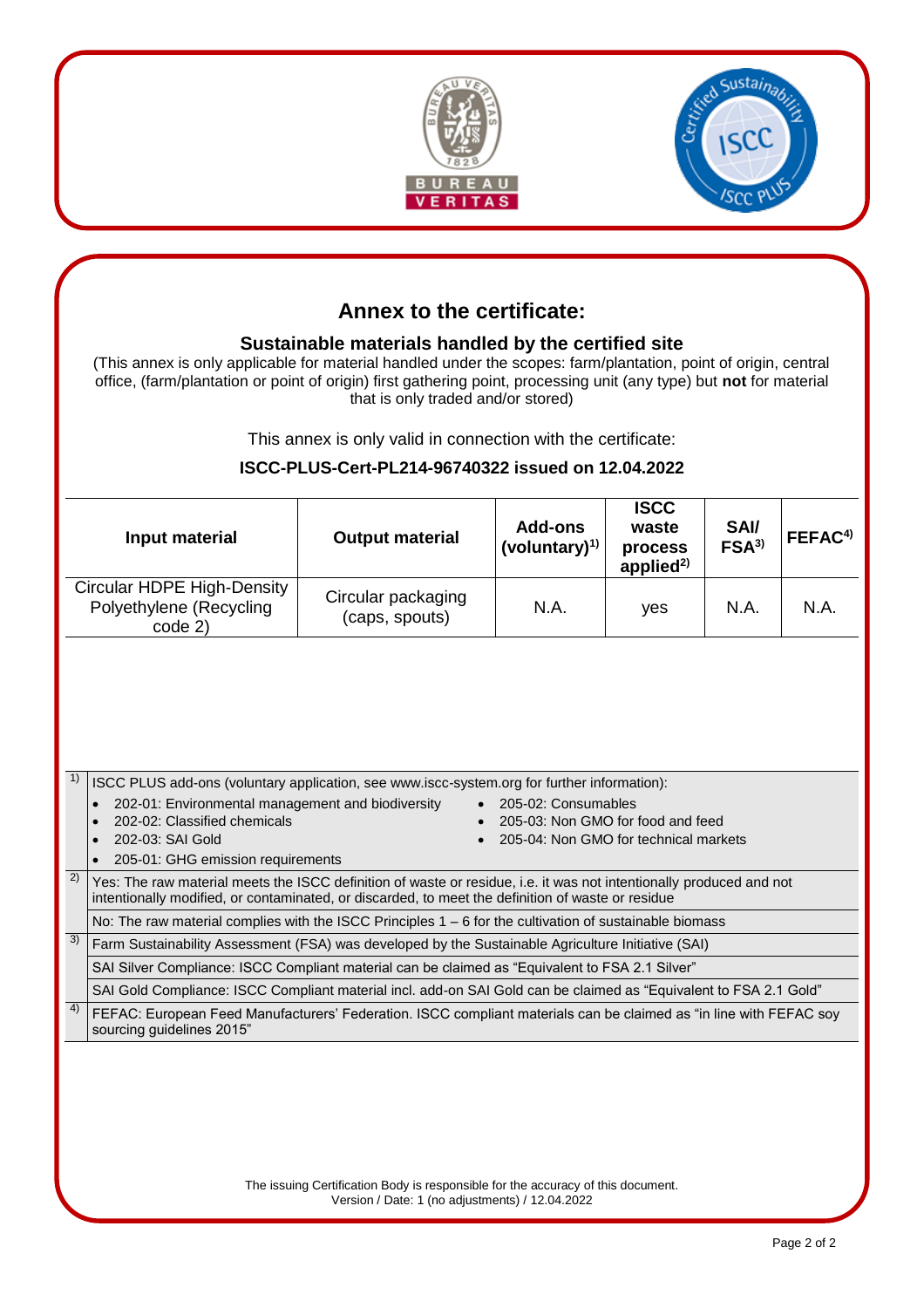# Annex to the certificate:

## Sustainable materials handled by the certified site

(This annex is only applicable for material handled under the scopes: farm/plantation, point of origin, central office, (farm/plantation or point of origin) first gathering point, processing unit (any type) but **not** for material that is only traded and/or stored)

This annex is only valid in connection with the certificate:

**ISCC-PLUS-Cert-PL214-96740322 issued on 12.04.2022**

| Input material | Output material | Add-ons (voluntary)[1] | ISCC waste process applied[2] | SAI/ FSA[3] | FEFAC[4] |
|---|---|---|---|---|---|
| Circular HDPE High-Density Polyethylene (Recycling code 2) | Circular packaging (caps, spouts) | N.A. | yes | N.A. | N.A. |

| | |
|---|---|
| 1) | ISCC PLUS add-ons (voluntary application, see www.iscc-system.org for further information): • 202-01: Environmental management and biodiversity • 202-02: Classified chemicals • 202-03: SAI Gold • 205-01: GHG emission requirements • 205-02: Consumables • 205-03: Non GMO for food and feed • 205-04: Non GMO for technical markets |
| 2) | Yes: The raw material meets the ISCC definition of waste or residue, i.e. it was not intentionally produced and not intentionally modified, or contaminated, or discarded, to meet the definition of waste or residue |
| | No: The raw material complies with the ISCC Principles 1 – 6 for the cultivation of sustainable biomass |
| 3) | Farm Sustainability Assessment (FSA) was developed by the Sustainable Agriculture Initiative (SAI) |
| | SAI Silver Compliance: ISCC Compliant material can be claimed as "Equivalent to FSA 2.1 Silver" |
| | SAI Gold Compliance: ISCC Compliant material incl. add-on SAI Gold can be claimed as "Equivalent to FSA 2.1 Gold" |
| 4) | FEFAC: European Feed Manufacturers' Federation. ISCC compliant materials can be claimed as "in line with FEFAC soy sourcing guidelines 2015" |

The issuing Certification Body is responsible for the accuracy of this document.
Version / Date: 1 (no adjustments) / 12.04.2022